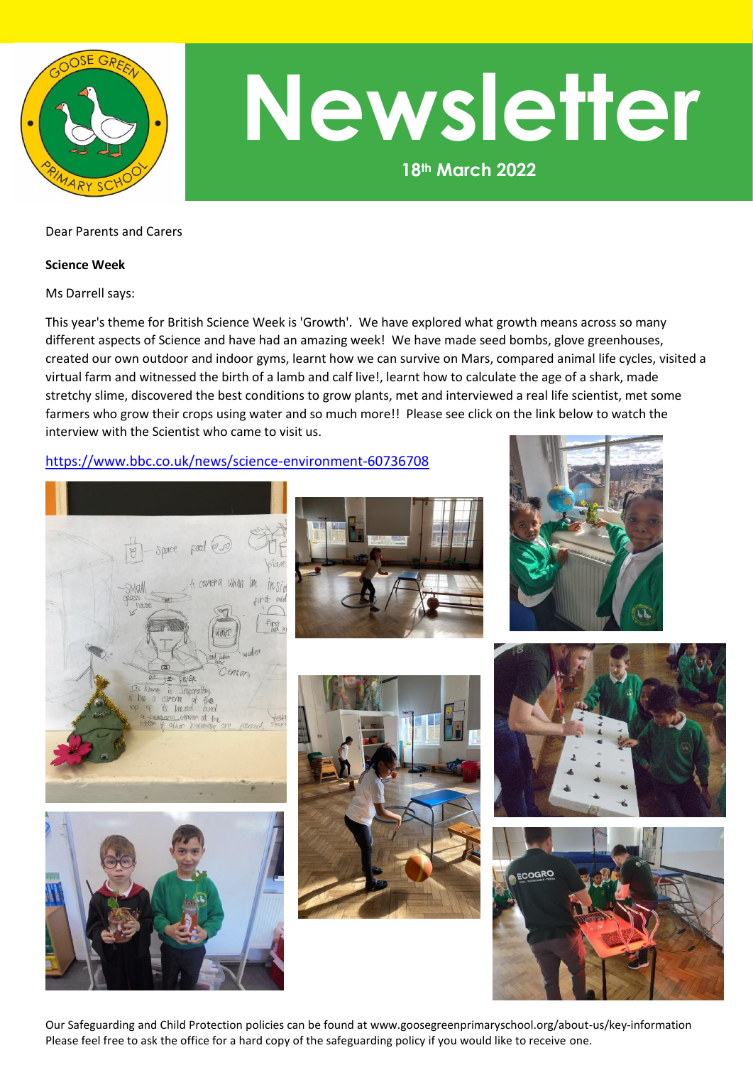# Newsletter

**18th March 2022**

Dear Parents and Carers

**Science Week**

Ms Darrell says:

This year's theme for British Science Week is 'Growth'. We have explored what growth means across so many different aspects of Science and have had an amazing week! We have made seed bombs, glove greenhouses, created our own outdoor and indoor gyms, learnt how we can survive on Mars, compared animal life cycles, visited a virtual farm and witnessed the birth of a lamb and calf live!, learnt how to calculate the age of a shark, made stretchy slime, discovered the best conditions to grow plants, met and interviewed a real life scientist, met some farmers who grow their crops using water and so much more!! Please see click on the link below to watch the interview with the Scientist who came to visit us.

https://www.bbc.co.uk/news/science-environment-60736708

Our Safeguarding and Child Protection policies can be found at www.goosegreenprimaryschool.org/about-us/key-information
Please feel free to ask the office for a hard copy of the safeguarding policy if you would like to receive one.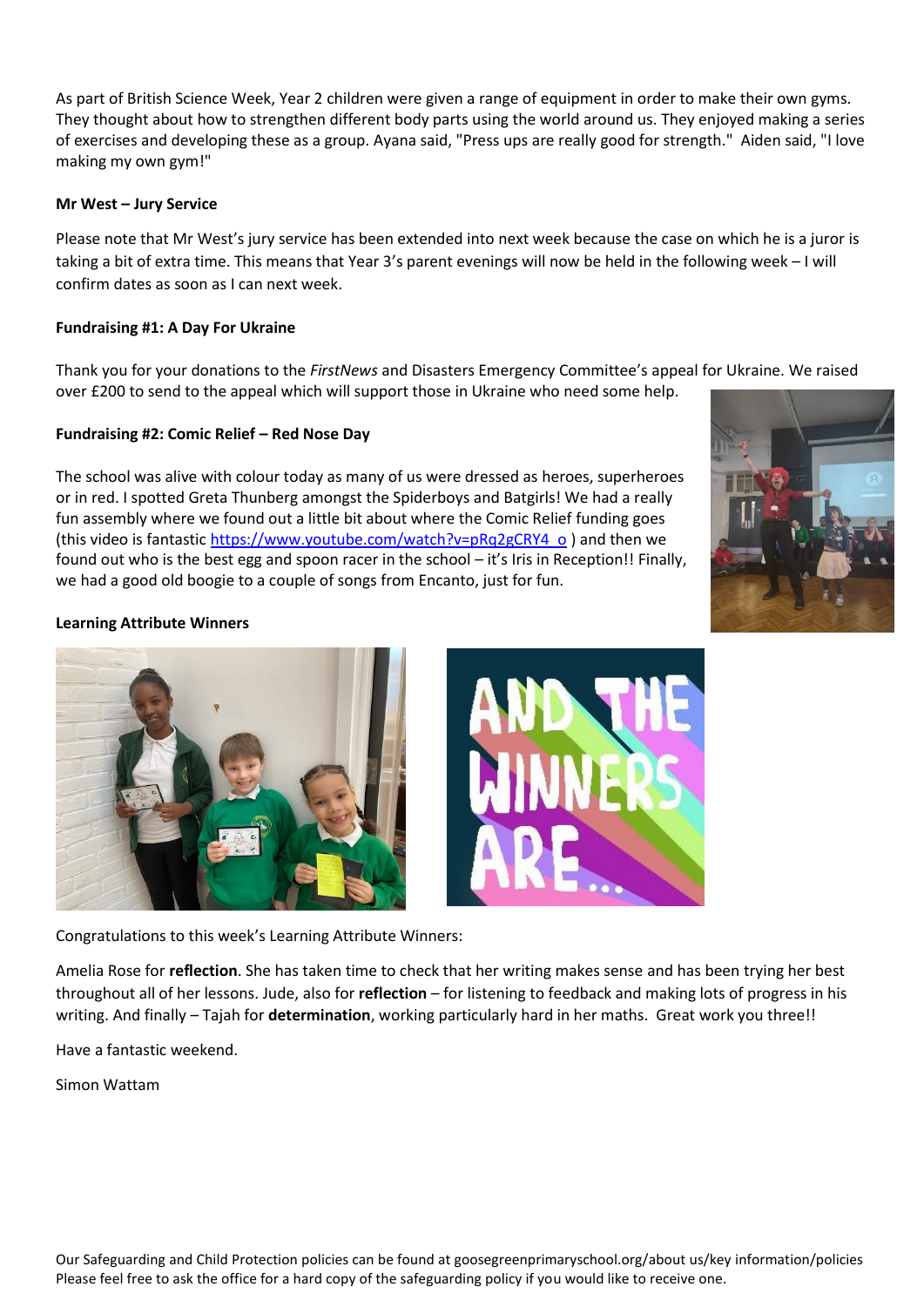As part of British Science Week, Year 2 children were given a range of equipment in order to make their own gyms. They thought about how to strengthen different body parts using the world around us. They enjoyed making a series of exercises and developing these as a group. Ayana said, "Press ups are really good for strength." Aiden said, "I love making my own gym!"

**Mr West – Jury Service**

Please note that Mr West's jury service has been extended into next week because the case on which he is a juror is taking a bit of extra time. This means that Year 3's parent evenings will now be held in the following week – I will confirm dates as soon as I can next week.

**Fundraising #1: A Day For Ukraine**

Thank you for your donations to the *FirstNews* and Disasters Emergency Committee's appeal for Ukraine. We raised over £200 to send to the appeal which will support those in Ukraine who need some help.

**Fundraising #2: Comic Relief – Red Nose Day**

The school was alive with colour today as many of us were dressed as heroes, superheroes or in red. I spotted Greta Thunberg amongst the Spiderboys and Batgirls! We had a really fun assembly where we found out a little bit about where the Comic Relief funding goes (this video is fantastic https://www.youtube.com/watch?v=pRq2gCRY4_o ) and then we found out who is the best egg and spoon racer in the school – it's Iris in Reception!! Finally, we had a good old boogie to a couple of songs from Encanto, just for fun.

**Learning Attribute Winners**

Congratulations to this week's Learning Attribute Winners:

Amelia Rose for **reflection**. She has taken time to check that her writing makes sense and has been trying her best throughout all of her lessons. Jude, also for **reflection** – for listening to feedback and making lots of progress in his writing. And finally – Tajah for **determination**, working particularly hard in her maths. Great work you three!!

Have a fantastic weekend.

Simon Wattam

Our Safeguarding and Child Protection policies can be found at goosegreenprimaryschool.org/about us/key information/policies
Please feel free to ask the office for a hard copy of the safeguarding policy if you would like to receive one.